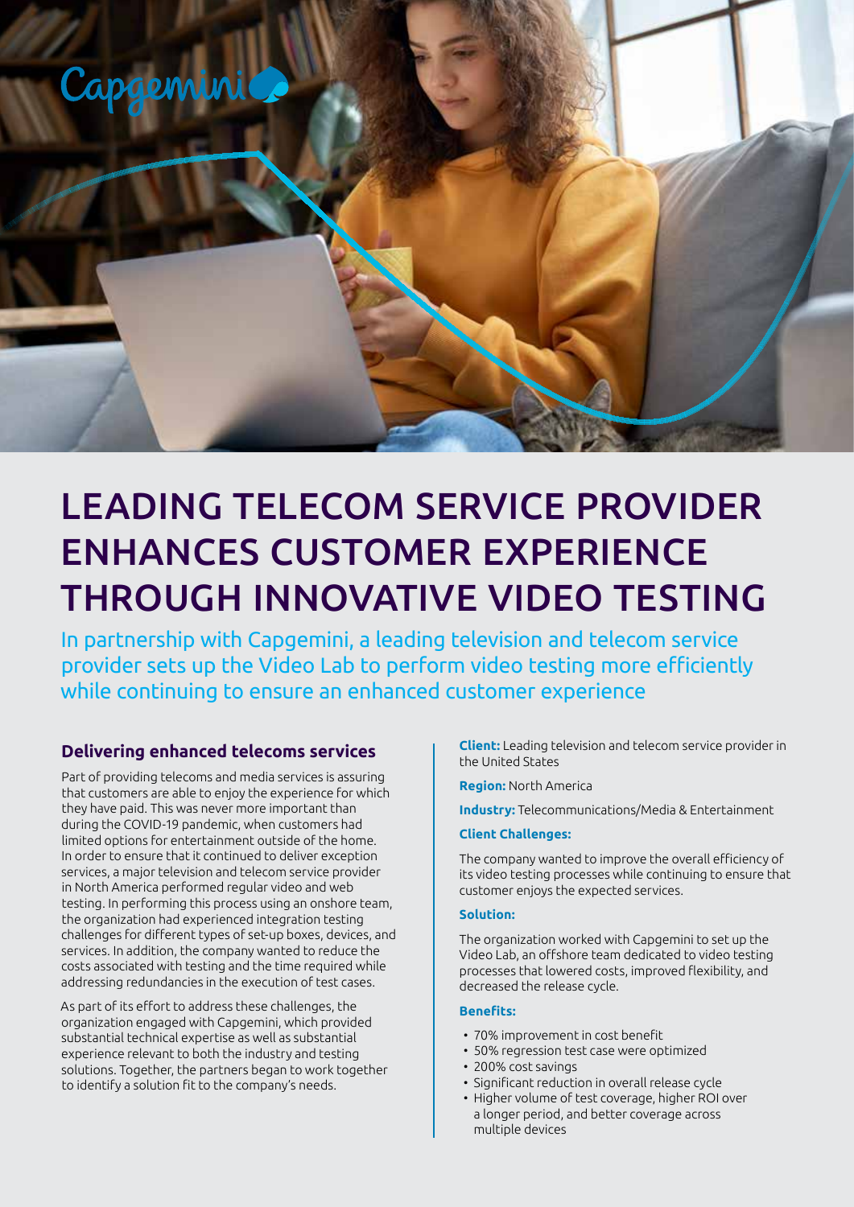# LEADING TELECOM SERVICE PROVIDER ENHANCES CUSTOMER EXPERIENCE THROUGH INNOVATIVE VIDEO TESTING

In partnership with Capgemini, a leading television and telecom service provider sets up the Video Lab to perform video testing more efficiently while continuing to ensure an enhanced customer experience

## Delivering enhanced telecoms services

Part of providing telecoms and media services is assuring that customers are able to enjoy the experience for which they have paid. This was never more important than during the COVID-19 pandemic, when customers had limited options for entertainment outside of the home. In order to ensure that it continued to deliver exception services, a major television and telecom service provider in North America performed regular video and web testing. In performing this process using an onshore team, the organization had experienced integration testing challenges for different types of set-up boxes, devices, and services. In addition, the company wanted to reduce the costs associated with testing and the time required while addressing redundancies in the execution of test cases.

As part of its effort to address these challenges, the organization engaged with Capgemini, which provided substantial technical expertise as well as substantial experience relevant to both the industry and testing solutions. Together, the partners began to work together to identify a solution fit to the company's needs.

**Client:** Leading television and telecom service provider in the United States

**Region:** North America

**Industry:** Telecommunications/Media & Entertainment

**Client Challenges:**

The company wanted to improve the overall efficiency of its video testing processes while continuing to ensure that customer enjoys the expected services.

**Solution:**

The organization worked with Capgemini to set up the Video Lab, an offshore team dedicated to video testing processes that lowered costs, improved flexibility, and decreased the release cycle.

**Benefits:**

- 70% improvement in cost benefit
- 50% regression test case were optimized
- 200% cost savings
- Significant reduction in overall release cycle
- Higher volume of test coverage, higher ROI over a longer period, and better coverage across multiple devices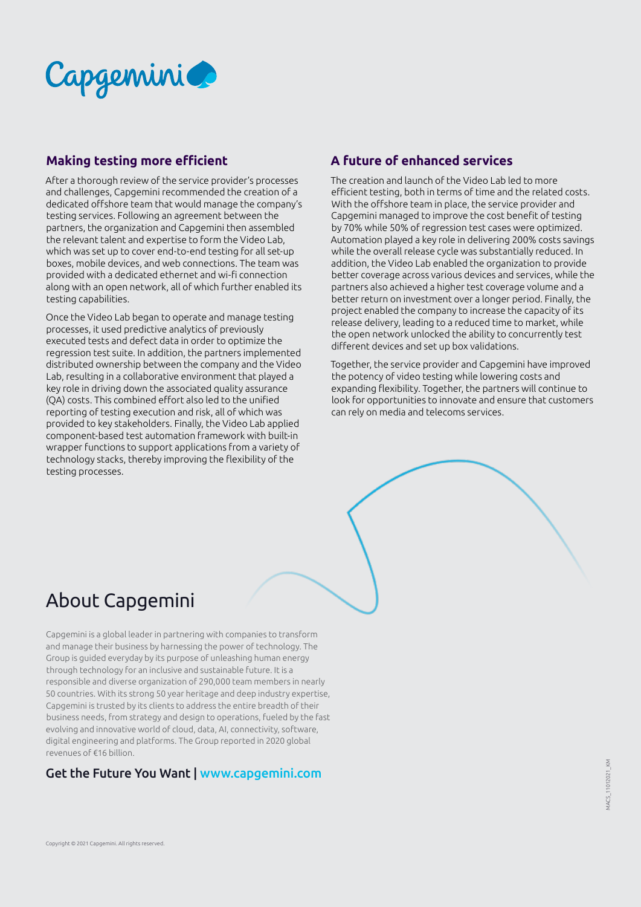Capgemini

## Making testing more efficient

After a thorough review of the service provider's processes and challenges, Capgemini recommended the creation of a dedicated offshore team that would manage the company's testing services. Following an agreement between the partners, the organization and Capgemini then assembled the relevant talent and expertise to form the Video Lab, which was set up to cover end-to-end testing for all set-up boxes, mobile devices, and web connections. The team was provided with a dedicated ethernet and wi-fi connection along with an open network, all of which further enabled its testing capabilities.

Once the Video Lab began to operate and manage testing processes, it used predictive analytics of previously executed tests and defect data in order to optimize the regression test suite. In addition, the partners implemented distributed ownership between the company and the Video Lab, resulting in a collaborative environment that played a key role in driving down the associated quality assurance (QA) costs. This combined effort also led to the unified reporting of testing execution and risk, all of which was provided to key stakeholders. Finally, the Video Lab applied component-based test automation framework with built-in wrapper functions to support applications from a variety of technology stacks, thereby improving the flexibility of the testing processes.

## A future of enhanced services

The creation and launch of the Video Lab led to more efficient testing, both in terms of time and the related costs. With the offshore team in place, the service provider and Capgemini managed to improve the cost benefit of testing by 70% while 50% of regression test cases were optimized. Automation played a key role in delivering 200% costs savings while the overall release cycle was substantially reduced. In addition, the Video Lab enabled the organization to provide better coverage across various devices and services, while the partners also achieved a higher test coverage volume and a better return on investment over a longer period. Finally, the project enabled the company to increase the capacity of its release delivery, leading to a reduced time to market, while the open network unlocked the ability to concurrently test different devices and set up box validations.

Together, the service provider and Capgemini have improved the potency of video testing while lowering costs and expanding flexibility. Together, the partners will continue to look for opportunities to innovate and ensure that customers can rely on media and telecoms services.

# About Capgemini

Capgemini is a global leader in partnering with companies to transform and manage their business by harnessing the power of technology. The Group is guided everyday by its purpose of unleashing human energy through technology for an inclusive and sustainable future. It is a responsible and diverse organization of 290,000 team members in nearly 50 countries. With its strong 50 year heritage and deep industry expertise, Capgemini is trusted by its clients to address the entire breadth of their business needs, from strategy and design to operations, fueled by the fast evolving and innovative world of cloud, data, AI, connectivity, software, digital engineering and platforms. The Group reported in 2020 global revenues of €16 billion.

**Get the Future You Want | www.capgemini.com**

MACS_11012021_KM

Copyright © 2021 Capgemini. All rights reserved.